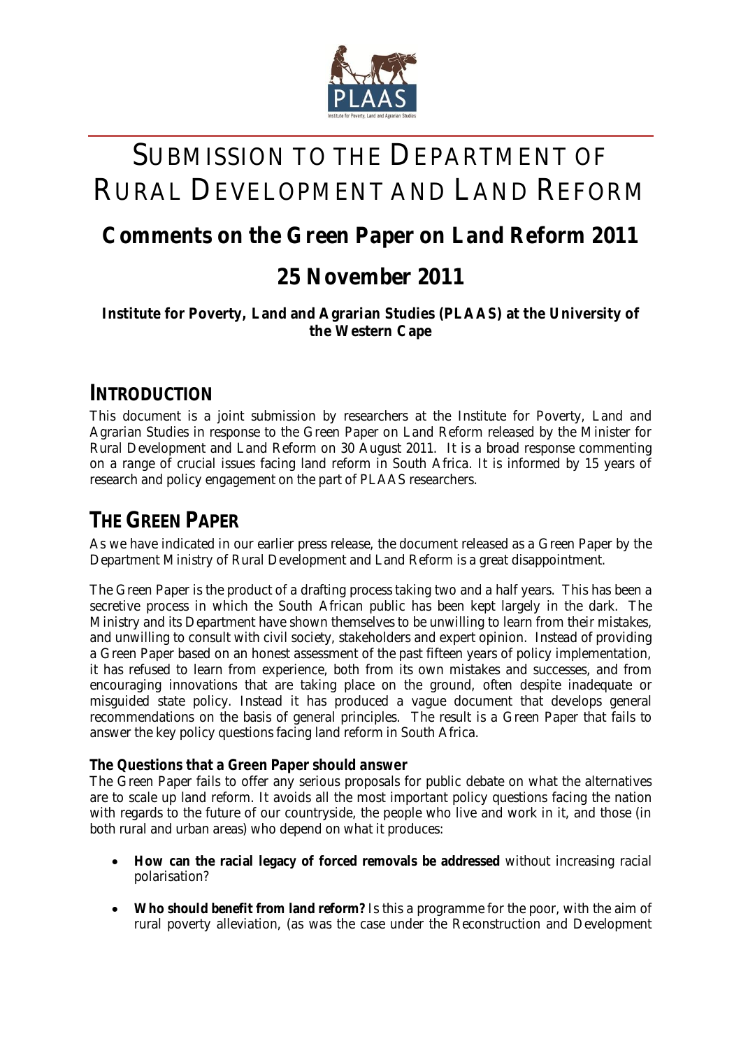# SUBMISSION TO THE DEPARTMENT OF RURAL DEVELOPMENT AND LAND REFORM

## Comments on the Green Paper on Land Reform 2011

## 25 November 2011

**Institute for Poverty, Land and Agrarian Studies (PLAAS) at the University of the Western Cape**

## INTRODUCTION

This document is a joint submission by researchers at the Institute for Poverty, Land and Agrarian Studies in response to the Green Paper on Land Reform released by the Minister for Rural Development and Land Reform on 30 August 2011. It is a broad response commenting on a range of crucial issues facing land reform in South Africa. It is informed by 15 years of research and policy engagement on the part of PLAAS researchers.

## THE GREEN PAPER

As we have indicated in our earlier press release, the document released as a Green Paper by the Department Ministry of Rural Development and Land Reform is a great disappointment.

The Green Paper is the product of a drafting process taking two and a half years. This has been a secretive process in which the South African public has been kept largely in the dark. The Ministry and its Department have shown themselves to be unwilling to learn from their mistakes, and unwilling to consult with civil society, stakeholders and expert opinion. Instead of providing a Green Paper based on an honest assessment of the past fifteen years of policy implementation, it has refused to learn from experience, both from its own mistakes and successes, and from encouraging innovations that are taking place on the ground, often despite inadequate or misguided state policy. Instead it has produced a vague document that develops general recommendations on the basis of general principles. The result is a Green Paper that fails to answer the key policy questions facing land reform in South Africa.

### The Questions that a Green Paper should answer

The Green Paper fails to offer any serious proposals for public debate on what the alternatives are to scale up land reform. It avoids all the most important policy questions facing the nation with regards to the future of our countryside, the people who live and work in it, and those (in both rural and urban areas) who depend on what it produces:

- **How can the racial legacy of forced removals be addressed** without increasing racial polarisation?
- **Who should benefit from land reform?** Is this a programme for the poor, with the aim of rural poverty alleviation, (as was the case under the Reconstruction and Development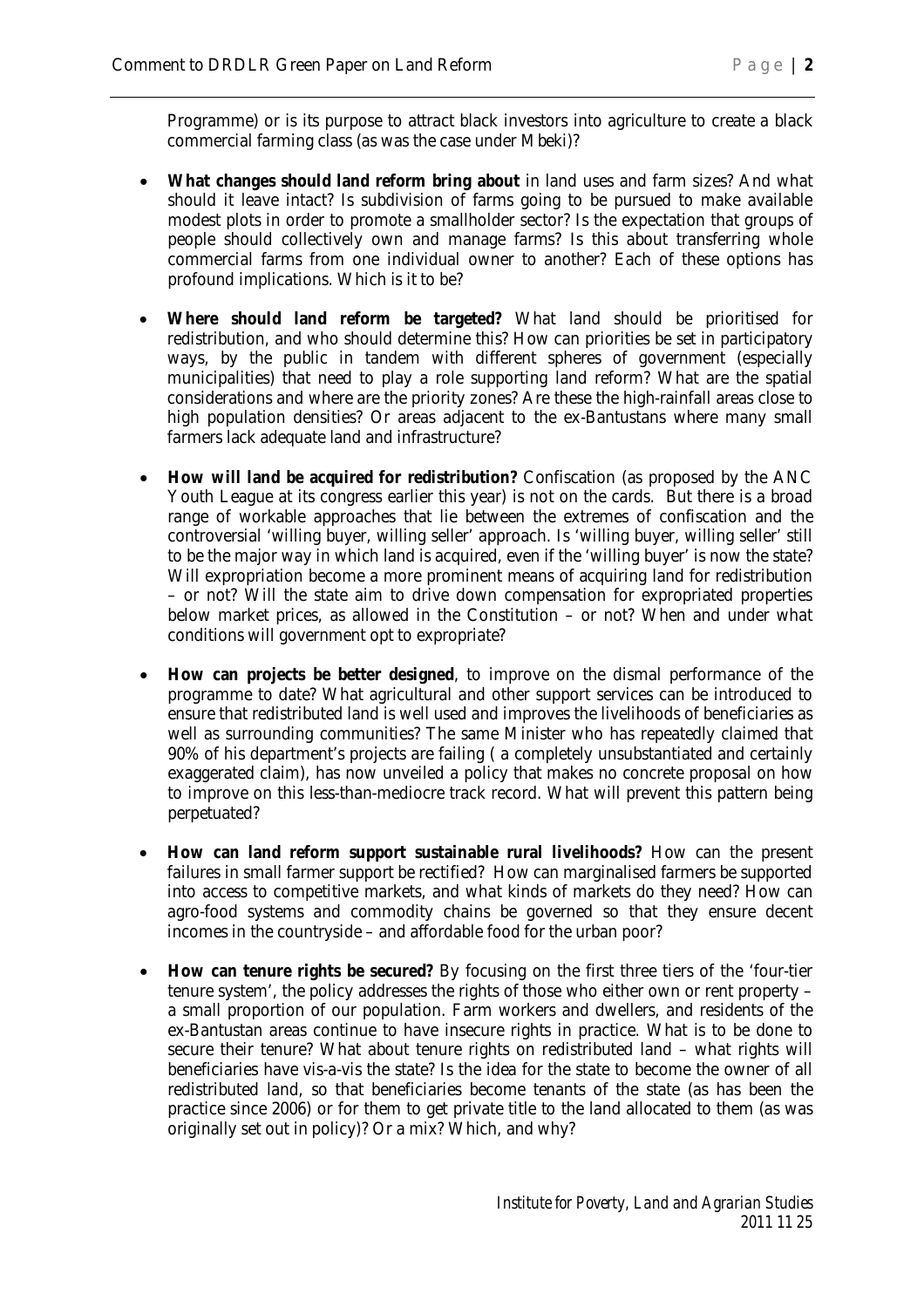Programme) or is its purpose to attract black investors into agriculture to create a black commercial farming class (as was the case under Mbeki)?

- **What changes should land reform bring about** in land uses and farm sizes? And what should it leave intact? Is subdivision of farms going to be pursued to make available modest plots in order to promote a smallholder sector? Is the expectation that groups of people should collectively own and manage farms? Is this about transferring whole commercial farms from one individual owner to another? Each of these options has profound implications. Which is it to be?

- **Where should land reform be targeted?** What land should be prioritised for redistribution, and who should determine this? How can priorities be set in participatory ways, by the public in tandem with different spheres of government (especially municipalities) that need to play a role supporting land reform? What are the spatial considerations and where are the priority zones? Are these the high-rainfall areas close to high population densities? Or areas adjacent to the ex-Bantustans where many small farmers lack adequate land and infrastructure?

- **How will land be acquired for redistribution?** Confiscation (as proposed by the ANC Youth League at its congress earlier this year) is not on the cards. But there is a broad range of workable approaches that lie between the extremes of confiscation and the controversial 'willing buyer, willing seller' approach. Is 'willing buyer, willing seller' still to be the major way in which land is acquired, even if the 'willing buyer' is now the state? Will expropriation become a more prominent means of acquiring land for redistribution – or not? Will the state aim to drive down compensation for expropriated properties below market prices, as allowed in the Constitution – or not? When and under what conditions will government opt to expropriate?

- **How can projects be better designed**, to improve on the dismal performance of the programme to date? What agricultural and other support services can be introduced to ensure that redistributed land is well used and improves the livelihoods of beneficiaries as well as surrounding communities? The same Minister who has repeatedly claimed that 90% of his department's projects are failing ( a completely unsubstantiated and certainly exaggerated claim), has now unveiled a policy that makes no concrete proposal on how to improve on this less-than-mediocre track record. What will prevent this pattern being perpetuated?

- **How can land reform support sustainable rural livelihoods?** How can the present failures in small farmer support be rectified? How can marginalised farmers be supported into access to competitive markets, and what kinds of markets do they need? How can agro-food systems and commodity chains be governed so that they ensure decent incomes in the countryside – and affordable food for the urban poor?

- **How can tenure rights be secured?** By focusing on the first three tiers of the 'four-tier tenure system', the policy addresses the rights of those who either own or rent property – a small proportion of our population. Farm workers and dwellers, and residents of the ex-Bantustan areas continue to have insecure rights in practice. What is to be done to secure their tenure? What about tenure rights on redistributed land – what rights will beneficiaries have vis-a-vis the state? Is the idea for the state to become the owner of all redistributed land, so that beneficiaries become tenants of the state (as has been the practice since 2006) or for them to get private title to the land allocated to them (as was originally set out in policy)? Or a mix? Which, and why?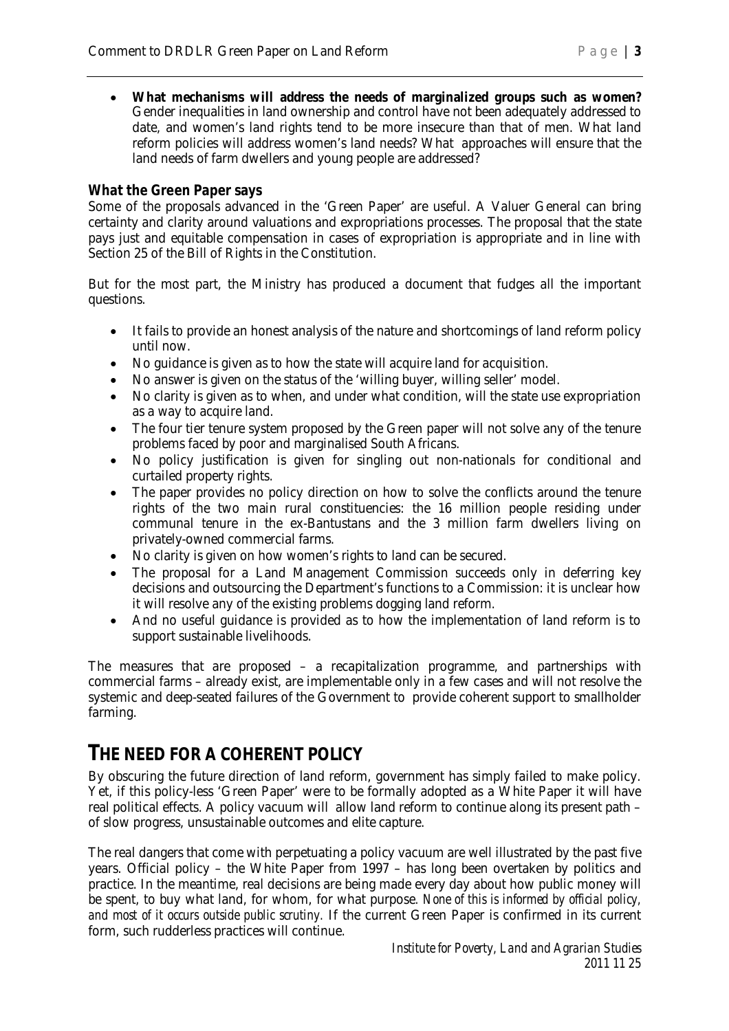- **What mechanisms will address the needs of marginalized groups such as women?** Gender inequalities in land ownership and control have not been adequately addressed to date, and women's land rights tend to be more insecure than that of men. What land reform policies will address women's land needs? What approaches will ensure that the land needs of farm dwellers and young people are addressed?

### What the Green Paper says

Some of the proposals advanced in the 'Green Paper' are useful. A Valuer General can bring certainty and clarity around valuations and expropriations processes. The proposal that the state pays just and equitable compensation in cases of expropriation is appropriate and in line with Section 25 of the Bill of Rights in the Constitution.

But for the most part, the Ministry has produced a document that fudges all the important questions.

- It fails to provide an honest analysis of the nature and shortcomings of land reform policy until now.
- No guidance is given as to how the state will acquire land for acquisition.
- No answer is given on the status of the 'willing buyer, willing seller' model.
- No clarity is given as to when, and under what condition, will the state use expropriation as a way to acquire land.
- The four tier tenure system proposed by the Green paper will not solve any of the tenure problems faced by poor and marginalised South Africans.
- No policy justification is given for singling out non-nationals for conditional and curtailed property rights.
- The paper provides no policy direction on how to solve the conflicts around the tenure rights of the two main rural constituencies: the 16 million people residing under communal tenure in the ex-Bantustans and the 3 million farm dwellers living on privately-owned commercial farms.
- No clarity is given on how women's rights to land can be secured.
- The proposal for a Land Management Commission succeeds only in deferring key decisions and outsourcing the Department's functions to a Commission: it is unclear how it will resolve any of the existing problems dogging land reform.
- And no useful guidance is provided as to how the implementation of land reform is to support sustainable livelihoods.

The measures that are proposed – a recapitalization programme, and partnerships with commercial farms – already exist, are implementable only in a few cases and will not resolve the systemic and deep-seated failures of the Government to provide coherent support to smallholder farming.

## THE NEED FOR A COHERENT POLICY

By obscuring the future direction of land reform, government has simply failed to make policy. Yet, if this policy-less 'Green Paper' were to be formally adopted as a White Paper it will have real political effects. A policy vacuum will allow land reform to continue along its present path – of slow progress, unsustainable outcomes and elite capture.

The real dangers that come with perpetuating a policy vacuum are well illustrated by the past five years. Official policy – the White Paper from 1997 – has long been overtaken by politics and practice. In the meantime, real decisions are being made every day about how public money will be spent, to buy what land, for whom, for what purpose. *None of this is informed by official policy, and most of it occurs outside public scrutiny.* If the current Green Paper is confirmed in its current form, such rudderless practices will continue.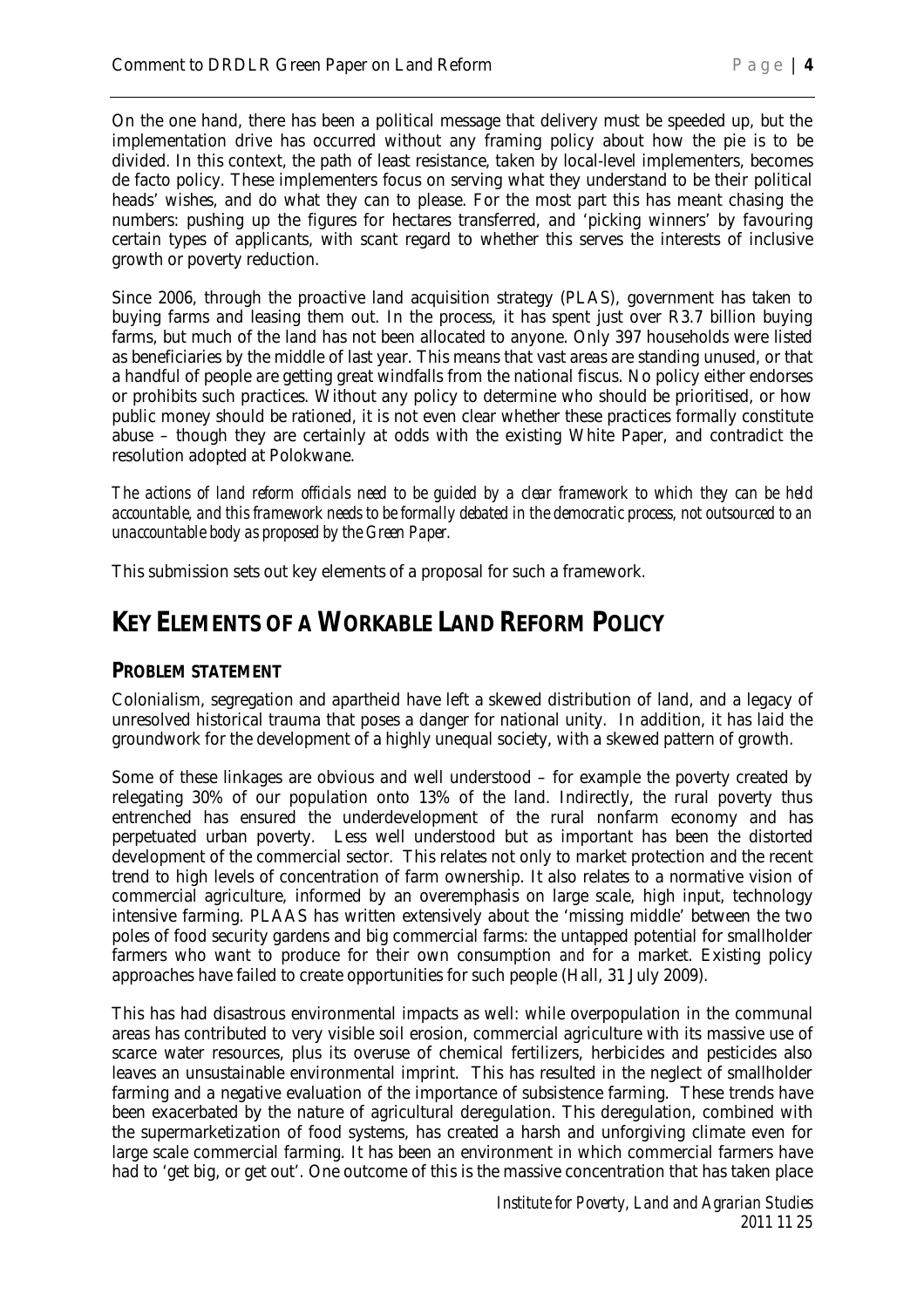On the one hand, there has been a political message that delivery must be speeded up, but the implementation drive has occurred without any framing policy about how the pie is to be divided. In this context, the path of least resistance, taken by local-level implementers, becomes de facto policy. These implementers focus on serving what they understand to be their political heads' wishes, and do what they can to please. For the most part this has meant chasing the numbers: pushing up the figures for hectares transferred, and 'picking winners' by favouring certain types of applicants, with scant regard to whether this serves the interests of inclusive growth or poverty reduction.

Since 2006, through the proactive land acquisition strategy (PLAS), government has taken to buying farms and leasing them out. In the process, it has spent just over R3.7 billion buying farms, but much of the land has not been allocated to anyone. Only 397 households were listed as beneficiaries by the middle of last year. This means that vast areas are standing unused, or that a handful of people are getting great windfalls from the national fiscus. No policy either endorses or prohibits such practices. Without any policy to determine who should be prioritised, or how public money should be rationed, it is not even clear whether these practices formally constitute abuse – though they are certainly at odds with the existing White Paper, and contradict the resolution adopted at Polokwane.

*The actions of land reform officials need to be guided by a clear framework to which they can be held accountable, and this framework needs to be formally debated in the democratic process, not outsourced to an unaccountable body as proposed by the Green Paper.*

This submission sets out key elements of a proposal for such a framework.

# KEY ELEMENTS OF A WORKABLE LAND REFORM POLICY

## PROBLEM STATEMENT

Colonialism, segregation and apartheid have left a skewed distribution of land, and a legacy of unresolved historical trauma that poses a danger for national unity. In addition, it has laid the groundwork for the development of a highly unequal society, with a skewed pattern of growth.

Some of these linkages are obvious and well understood – for example the poverty created by relegating 30% of our population onto 13% of the land. Indirectly, the rural poverty thus entrenched has ensured the underdevelopment of the rural nonfarm economy and has perpetuated urban poverty. Less well understood but as important has been the distorted development of the commercial sector. This relates not only to market protection and the recent trend to high levels of concentration of farm ownership. It also relates to a normative vision of commercial agriculture, informed by an overemphasis on large scale, high input, technology intensive farming. PLAAS has written extensively about the 'missing middle' between the two poles of food security gardens and big commercial farms: the untapped potential for smallholder farmers who want to produce for their own consumption *and* for a market. Existing policy approaches have failed to create opportunities for such people (Hall, 31 July 2009).

This has had disastrous environmental impacts as well: while overpopulation in the communal areas has contributed to very visible soil erosion, commercial agriculture with its massive use of scarce water resources, plus its overuse of chemical fertilizers, herbicides and pesticides also leaves an unsustainable environmental imprint. This has resulted in the neglect of smallholder farming and a negative evaluation of the importance of subsistence farming. These trends have been exacerbated by the nature of agricultural deregulation. This deregulation, combined with the supermarketization of food systems, has created a harsh and unforgiving climate even for large scale commercial farming. It has been an environment in which commercial farmers have had to 'get big, or get out'. One outcome of this is the massive concentration that has taken place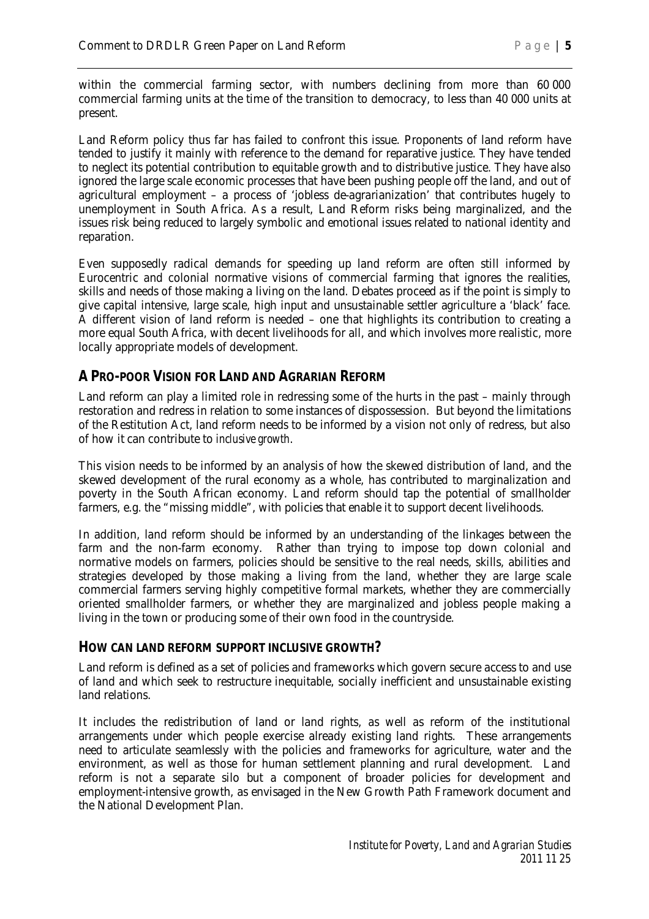within the commercial farming sector, with numbers declining from more than 60 000 commercial farming units at the time of the transition to democracy, to less than 40 000 units at present.

Land Reform policy thus far has failed to confront this issue. Proponents of land reform have tended to justify it mainly with reference to the demand for reparative justice. They have tended to neglect its potential contribution to equitable growth and to distributive justice. They have also ignored the large scale economic processes that have been pushing people off the land, and out of agricultural employment – a process of 'jobless de-agrarianization' that contributes hugely to unemployment in South Africa. As a result, Land Reform risks being marginalized, and the issues risk being reduced to largely symbolic and emotional issues related to national identity and reparation.

Even supposedly radical demands for speeding up land reform are often still informed by Eurocentric and colonial normative visions of commercial farming that ignores the realities, skills and needs of those making a living on the land. Debates proceed as if the point is simply to give capital intensive, large scale, high input and unsustainable settler agriculture a 'black' face. A different vision of land reform is needed – one that highlights its contribution to creating a more equal South Africa, with decent livelihoods for all, and which involves more realistic, more locally appropriate models of development.

## A PRO-POOR VISION FOR LAND AND AGRARIAN REFORM

Land reform *can* play a limited role in redressing some of the hurts in the past – mainly through restoration and redress in relation to some instances of dispossession. But beyond the limitations of the Restitution Act, land reform needs to be informed by a vision not only of redress, but also of how it can contribute to *inclusive growth*.

This vision needs to be informed by an analysis of how the skewed distribution of land, and the skewed development of the rural economy as a whole, has contributed to marginalization and poverty in the South African economy. Land reform should tap the potential of smallholder farmers, e.g. the "missing middle", with policies that enable it to support decent livelihoods.

In addition, land reform should be informed by an understanding of the linkages between the farm and the non-farm economy. Rather than trying to impose top down colonial and normative models on farmers, policies should be sensitive to the real needs, skills, abilities and strategies developed by those making a living from the land, whether they are large scale commercial farmers serving highly competitive formal markets, whether they are commercially oriented smallholder farmers, or whether they are marginalized and jobless people making a living in the town or producing some of their own food in the countryside.

## HOW CAN LAND REFORM SUPPORT INCLUSIVE GROWTH?

Land reform is defined as a set of policies and frameworks which govern secure access to and use of land and which seek to restructure inequitable, socially inefficient and unsustainable existing land relations.

It includes the redistribution of land or land rights, as well as reform of the institutional arrangements under which people exercise already existing land rights. These arrangements need to articulate seamlessly with the policies and frameworks for agriculture, water and the environment, as well as those for human settlement planning and rural development. Land reform is not a separate silo but a component of broader policies for development and employment-intensive growth, as envisaged in the New Growth Path Framework document and the National Development Plan.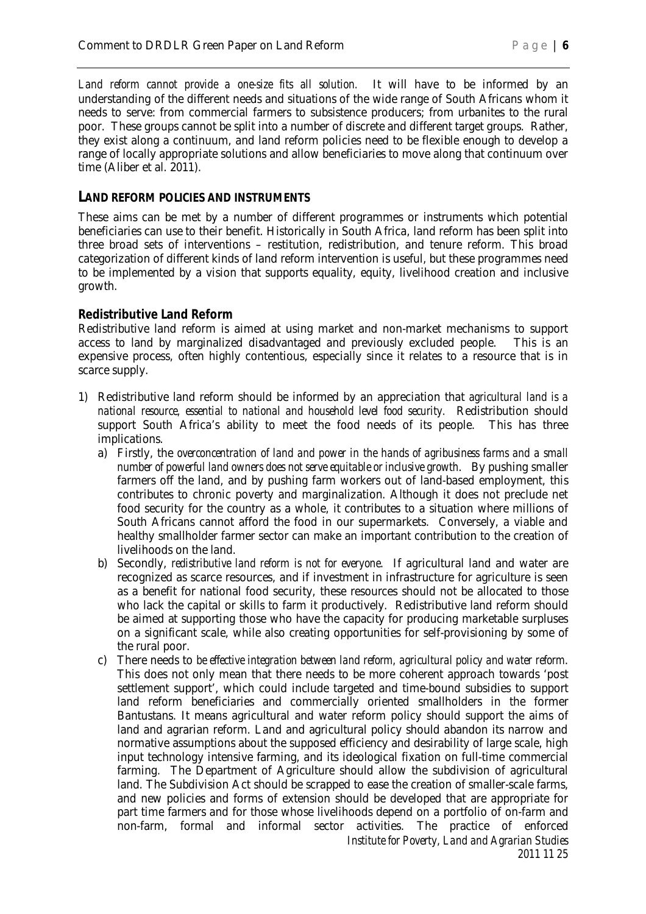*Land reform cannot provide a one-size fits all solution.* It will have to be informed by an understanding of the different needs and situations of the wide range of South Africans whom it needs to serve: from commercial farmers to subsistence producers; from urbanites to the rural poor. These groups cannot be split into a number of discrete and different target groups. Rather, they exist along a continuum, and land reform policies need to be flexible enough to develop a range of locally appropriate solutions and allow beneficiaries to move along that continuum over time (Aliber et al. 2011).

## LAND REFORM POLICIES AND INSTRUMENTS

These aims can be met by a number of different programmes or instruments which potential beneficiaries can use to their benefit. Historically in South Africa, land reform has been split into three broad sets of interventions – restitution, redistribution, and tenure reform. This broad categorization of different kinds of land reform intervention is useful, but these programmes need to be implemented by a vision that supports equality, equity, livelihood creation and inclusive growth.

### Redistributive Land Reform

Redistributive land reform is aimed at using market and non-market mechanisms to support access to land by marginalized disadvantaged and previously excluded people. This is an expensive process, often highly contentious, especially since it relates to a resource that is in scarce supply.

1) Redistributive land reform should be informed by an appreciation that *agricultural land is a national resource, essential to national and household level food security*. Redistribution should support South Africa's ability to meet the food needs of its people. This has three implications.
   a) Firstly, the *overconcentration of land and power in the hands of agribusiness farms and a small number of powerful land owners does not serve equitable or inclusive growth*. By pushing smaller farmers off the land, and by pushing farm workers out of land-based employment, this contributes to chronic poverty and marginalization. Although it does not preclude net food security for the country as a whole, it contributes to a situation where millions of South Africans cannot afford the food in our supermarkets. Conversely, a viable and healthy smallholder farmer sector can make an important contribution to the creation of livelihoods on the land.
   b) Secondly, *redistributive land reform is not for everyone*. If agricultural land and water are recognized as scarce resources, and if investment in infrastructure for agriculture is seen as a benefit for national food security, these resources should not be allocated to those who lack the capital or skills to farm it productively. Redistributive land reform should be aimed at supporting those who have the capacity for producing marketable surpluses on a significant scale, while also creating opportunities for self-provisioning by some of the rural poor.
   c) There needs to *be effective integration between land reform, agricultural policy and water reform*. This does not only mean that there needs to be more coherent approach towards 'post settlement support', which could include targeted and time-bound subsidies to support land reform beneficiaries and commercially oriented smallholders in the former Bantustans. It means agricultural and water reform policy should support the aims of land and agrarian reform. Land and agricultural policy should abandon its narrow and normative assumptions about the supposed efficiency and desirability of large scale, high input technology intensive farming, and its ideological fixation on full-time commercial farming. The Department of Agriculture should allow the subdivision of agricultural land. The Subdivision Act should be scrapped to ease the creation of smaller-scale farms, and new policies and forms of extension should be developed that are appropriate for part time farmers and for those whose livelihoods depend on a portfolio of on-farm and non-farm, formal and informal sector activities. The practice of enforced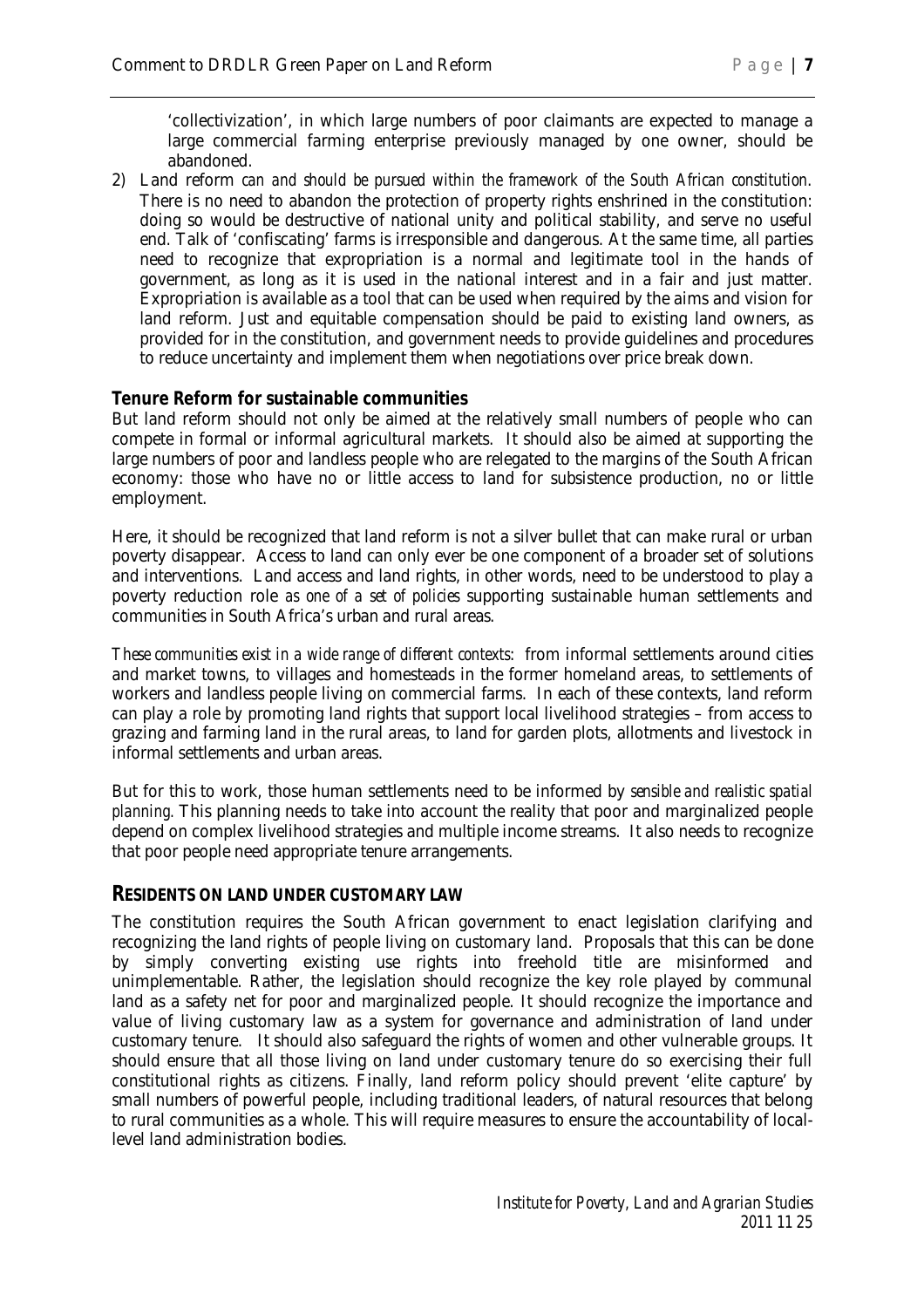'collectivization', in which large numbers of poor claimants are expected to manage a large commercial farming enterprise previously managed by one owner, should be abandoned.

2) Land reform *can and should be pursued within the framework of the South African constitution.* There is no need to abandon the protection of property rights enshrined in the constitution: doing so would be destructive of national unity and political stability, and serve no useful end. Talk of 'confiscating' farms is irresponsible and dangerous. At the same time, all parties need to recognize that expropriation is a normal and legitimate tool in the hands of government, as long as it is used in the national interest and in a fair and just matter. Expropriation is available as a tool that can be used when required by the aims and vision for land reform. Just and equitable compensation should be paid to existing land owners, as provided for in the constitution, and government needs to provide guidelines and procedures to reduce uncertainty and implement them when negotiations over price break down.

**Tenure Reform for sustainable communities**

But land reform should not only be aimed at the relatively small numbers of people who can compete in formal or informal agricultural markets. It should also be aimed at supporting the large numbers of poor and landless people who are relegated to the margins of the South African economy: those who have no or little access to land for subsistence production, no or little employment.

Here, it should be recognized that land reform is not a silver bullet that can make rural or urban poverty disappear. Access to land can only ever be one component of a broader set of solutions and interventions. Land access and land rights, in other words, need to be understood to play a poverty reduction role *as one of a set of policies* supporting sustainable human settlements and communities in South Africa's urban and rural areas.

*These communities exist in a wide range of different contexts*: from informal settlements around cities and market towns, to villages and homesteads in the former homeland areas, to settlements of workers and landless people living on commercial farms. In each of these contexts, land reform can play a role by promoting land rights that support local livelihood strategies – from access to grazing and farming land in the rural areas, to land for garden plots, allotments and livestock in informal settlements and urban areas.

But for this to work, those human settlements need to be informed by *sensible and realistic spatial planning.* This planning needs to take into account the reality that poor and marginalized people depend on complex livelihood strategies and multiple income streams. It also needs to recognize that poor people need appropriate tenure arrangements.

## RESIDENTS ON LAND UNDER CUSTOMARY LAW

The constitution requires the South African government to enact legislation clarifying and recognizing the land rights of people living on customary land. Proposals that this can be done by simply converting existing use rights into freehold title are misinformed and unimplementable. Rather, the legislation should recognize the key role played by communal land as a safety net for poor and marginalized people. It should recognize the importance and value of living customary law as a system for governance and administration of land under customary tenure. It should also safeguard the rights of women and other vulnerable groups. It should ensure that all those living on land under customary tenure do so exercising their full constitutional rights as citizens. Finally, land reform policy should prevent 'elite capture' by small numbers of powerful people, including traditional leaders, of natural resources that belong to rural communities as a whole. This will require measures to ensure the accountability of local-level land administration bodies.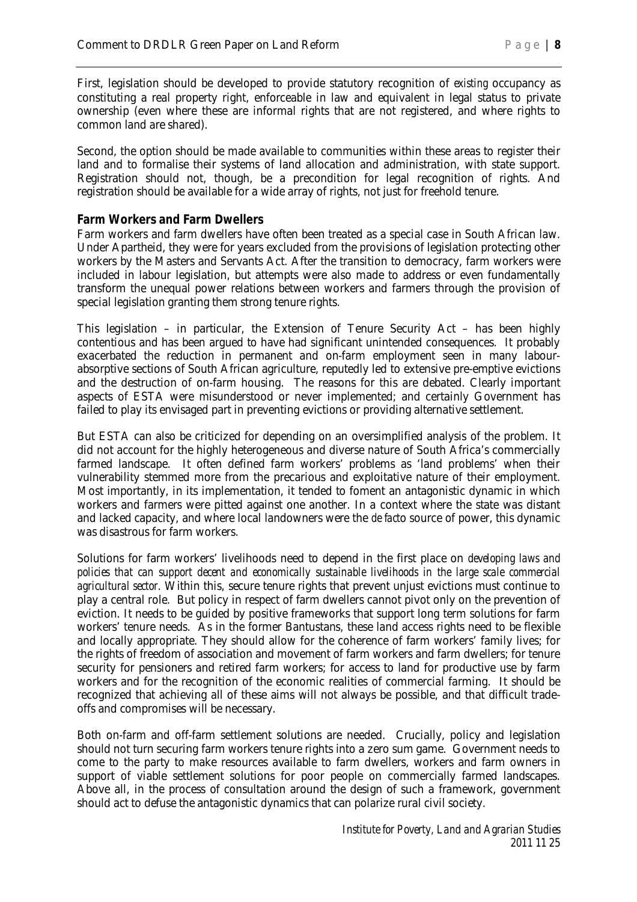First, legislation should be developed to provide statutory recognition of *existing* occupancy as constituting a real property right, enforceable in law and equivalent in legal status to private ownership (even where these are informal rights that are not registered, and where rights to common land are shared).

Second, the option should be made available to communities within these areas to register their land and to formalise their systems of land allocation and administration, with state support. Registration should not, though, be a precondition for legal recognition of rights. And registration should be available for a wide array of rights, not just for freehold tenure.

**Farm Workers and Farm Dwellers**

Farm workers and farm dwellers have often been treated as a special case in South African law. Under Apartheid, they were for years excluded from the provisions of legislation protecting other workers by the Masters and Servants Act. After the transition to democracy, farm workers were included in labour legislation, but attempts were also made to address or even fundamentally transform the unequal power relations between workers and farmers through the provision of special legislation granting them strong tenure rights.

This legislation – in particular, the Extension of Tenure Security Act – has been highly contentious and has been argued to have had significant unintended consequences. It probably exacerbated the reduction in permanent and on-farm employment seen in many labour-absorptive sections of South African agriculture, reputedly led to extensive pre-emptive evictions and the destruction of on-farm housing. The reasons for this are debated. Clearly important aspects of ESTA were misunderstood or never implemented; and certainly Government has failed to play its envisaged part in preventing evictions or providing alternative settlement.

But ESTA can also be criticized for depending on an oversimplified analysis of the problem. It did not account for the highly heterogeneous and diverse nature of South Africa's commercially farmed landscape. It often defined farm workers' problems as 'land problems' when their vulnerability stemmed more from the precarious and exploitative nature of their employment. Most importantly, in its implementation, it tended to foment an antagonistic dynamic in which workers and farmers were pitted against one another. In a context where the state was distant and lacked capacity, and where local landowners were the *de facto* source of power, this dynamic was disastrous for farm workers.

Solutions for farm workers' livelihoods need to depend in the first place on *developing laws and policies that can support decent and economically sustainable livelihoods in the large scale commercial agricultural sector*. Within this, secure tenure rights that prevent unjust evictions must continue to play a central role. But policy in respect of farm dwellers cannot pivot only on the prevention of eviction. It needs to be guided by positive frameworks that support long term solutions for farm workers' tenure needs. As in the former Bantustans, these land access rights need to be flexible and locally appropriate. They should allow for the coherence of farm workers' family lives; for the rights of freedom of association and movement of farm workers and farm dwellers; for tenure security for pensioners and retired farm workers; for access to land for productive use by farm workers and for the recognition of the economic realities of commercial farming. It should be recognized that achieving all of these aims will not always be possible, and that difficult trade-offs and compromises will be necessary.

Both on-farm and off-farm settlement solutions are needed. Crucially, policy and legislation should not turn securing farm workers tenure rights into a zero sum game. Government needs to come to the party to make resources available to farm dwellers, workers and farm owners in support of viable settlement solutions for poor people on commercially farmed landscapes. Above all, in the process of consultation around the design of such a framework, government should act to defuse the antagonistic dynamics that can polarize rural civil society.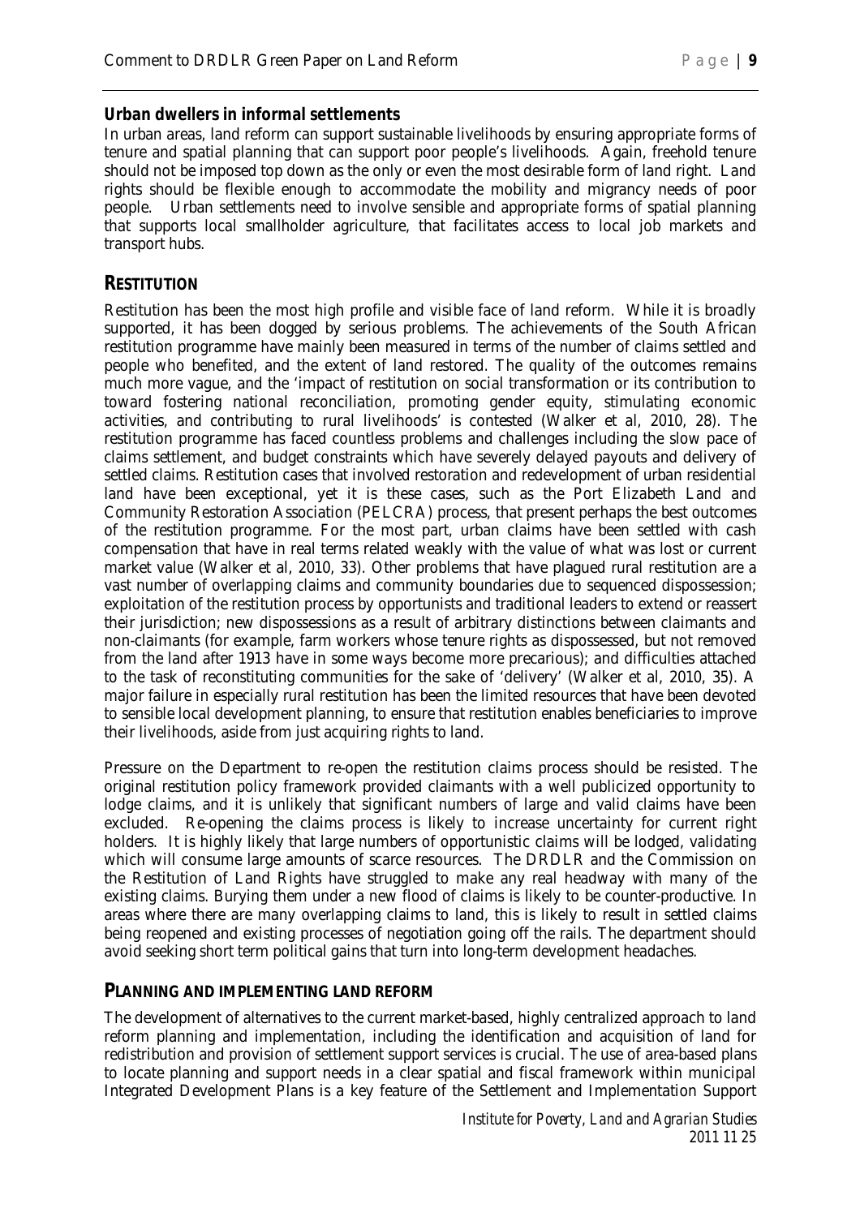**Urban dwellers in informal settlements**

In urban areas, land reform can support sustainable livelihoods by ensuring appropriate forms of tenure and spatial planning that can support poor people's livelihoods. Again, freehold tenure should not be imposed top down as the only or even the most desirable form of land right. Land rights should be flexible enough to accommodate the mobility and migrancy needs of poor people. Urban settlements need to involve sensible and appropriate forms of spatial planning that supports local smallholder agriculture, that facilitates access to local job markets and transport hubs.

## RESTITUTION

Restitution has been the most high profile and visible face of land reform. While it is broadly supported, it has been dogged by serious problems. The achievements of the South African restitution programme have mainly been measured in terms of the number of claims settled and people who benefited, and the extent of land restored. The quality of the outcomes remains much more vague, and the 'impact of restitution on social transformation or its contribution to toward fostering national reconciliation, promoting gender equity, stimulating economic activities, and contributing to rural livelihoods' is contested (Walker et al, 2010, 28). The restitution programme has faced countless problems and challenges including the slow pace of claims settlement, and budget constraints which have severely delayed payouts and delivery of settled claims. Restitution cases that involved restoration and redevelopment of urban residential land have been exceptional, yet it is these cases, such as the Port Elizabeth Land and Community Restoration Association (PELCRA) process, that present perhaps the best outcomes of the restitution programme. For the most part, urban claims have been settled with cash compensation that have in real terms related weakly with the value of what was lost or current market value (Walker et al, 2010, 33). Other problems that have plagued rural restitution are a vast number of overlapping claims and community boundaries due to sequenced dispossession; exploitation of the restitution process by opportunists and traditional leaders to extend or reassert their jurisdiction; new dispossessions as a result of arbitrary distinctions between claimants and non-claimants (for example, farm workers whose tenure rights as dispossessed, but not removed from the land after 1913 have in some ways become more precarious); and difficulties attached to the task of reconstituting communities for the sake of 'delivery' (Walker et al, 2010, 35). A major failure in especially rural restitution has been the limited resources that have been devoted to sensible local development planning, to ensure that restitution enables beneficiaries to improve their livelihoods, aside from just acquiring rights to land.

Pressure on the Department to re-open the restitution claims process should be resisted. The original restitution policy framework provided claimants with a well publicized opportunity to lodge claims, and it is unlikely that significant numbers of large and valid claims have been excluded. Re-opening the claims process is likely to increase uncertainty for current right holders. It is highly likely that large numbers of opportunistic claims will be lodged, validating which will consume large amounts of scarce resources. The DRDLR and the Commission on the Restitution of Land Rights have struggled to make any real headway with many of the existing claims. Burying them under a new flood of claims is likely to be counter-productive. In areas where there are many overlapping claims to land, this is likely to result in settled claims being reopened and existing processes of negotiation going off the rails. The department should avoid seeking short term political gains that turn into long-term development headaches.

## PLANNING AND IMPLEMENTING LAND REFORM

The development of alternatives to the current market-based, highly centralized approach to land reform planning and implementation, including the identification and acquisition of land for redistribution and provision of settlement support services is crucial. The use of area-based plans to locate planning and support needs in a clear spatial and fiscal framework within municipal Integrated Development Plans is a key feature of the Settlement and Implementation Support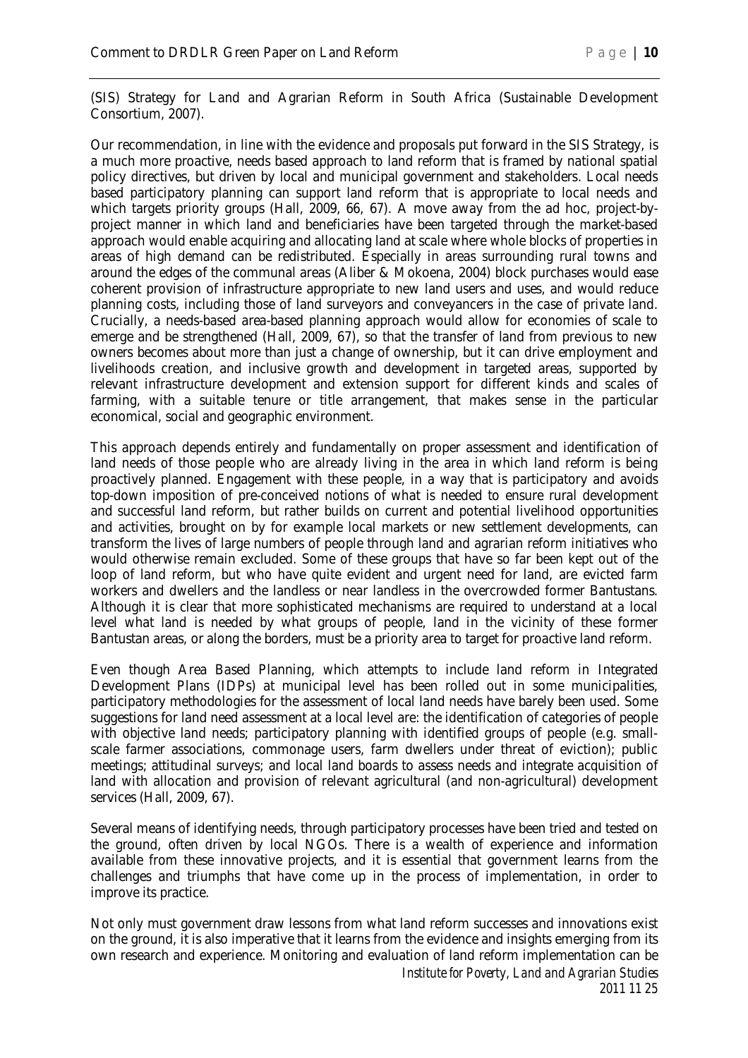(SIS) Strategy for Land and Agrarian Reform in South Africa (Sustainable Development Consortium, 2007).

Our recommendation, in line with the evidence and proposals put forward in the SIS Strategy, is a much more proactive, needs based approach to land reform that is framed by national spatial policy directives, but driven by local and municipal government and stakeholders. Local needs based participatory planning can support land reform that is appropriate to local needs and which targets priority groups (Hall, 2009, 66, 67). A move away from the ad hoc, project-by-project manner in which land and beneficiaries have been targeted through the market-based approach would enable acquiring and allocating land at scale where whole blocks of properties in areas of high demand can be redistributed. Especially in areas surrounding rural towns and around the edges of the communal areas (Aliber & Mokoena, 2004) block purchases would ease coherent provision of infrastructure appropriate to new land users and uses, and would reduce planning costs, including those of land surveyors and conveyancers in the case of private land. Crucially, a needs-based area-based planning approach would allow for economies of scale to emerge and be strengthened (Hall, 2009, 67), so that the transfer of land from previous to new owners becomes about more than just a change of ownership, but it can drive employment and livelihoods creation, and inclusive growth and development in targeted areas, supported by relevant infrastructure development and extension support for different kinds and scales of farming, with a suitable tenure or title arrangement, that makes sense in the particular economical, social and geographic environment.

This approach depends entirely and fundamentally on proper assessment and identification of land needs of those people who are already living in the area in which land reform is being proactively planned. Engagement with these people, in a way that is participatory and avoids top-down imposition of pre-conceived notions of what is needed to ensure rural development and successful land reform, but rather builds on current and potential livelihood opportunities and activities, brought on by for example local markets or new settlement developments, can transform the lives of large numbers of people through land and agrarian reform initiatives who would otherwise remain excluded. Some of these groups that have so far been kept out of the loop of land reform, but who have quite evident and urgent need for land, are evicted farm workers and dwellers and the landless or near landless in the overcrowded former Bantustans. Although it is clear that more sophisticated mechanisms are required to understand at a local level what land is needed by what groups of people, land in the vicinity of these former Bantustan areas, or along the borders, must be a priority area to target for proactive land reform.

Even though Area Based Planning, which attempts to include land reform in Integrated Development Plans (IDPs) at municipal level has been rolled out in some municipalities, participatory methodologies for the assessment of local land needs have barely been used. Some suggestions for land need assessment at a local level are: the identification of categories of people with objective land needs; participatory planning with identified groups of people (e.g. small-scale farmer associations, commonage users, farm dwellers under threat of eviction); public meetings; attitudinal surveys; and local land boards to assess needs and integrate acquisition of land with allocation and provision of relevant agricultural (and non-agricultural) development services (Hall, 2009, 67).

Several means of identifying needs, through participatory processes have been tried and tested on the ground, often driven by local NGOs. There is a wealth of experience and information available from these innovative projects, and it is essential that government learns from the challenges and triumphs that have come up in the process of implementation, in order to improve its practice.

Not only must government draw lessons from what land reform successes and innovations exist on the ground, it is also imperative that it learns from the evidence and insights emerging from its own research and experience. Monitoring and evaluation of land reform implementation can be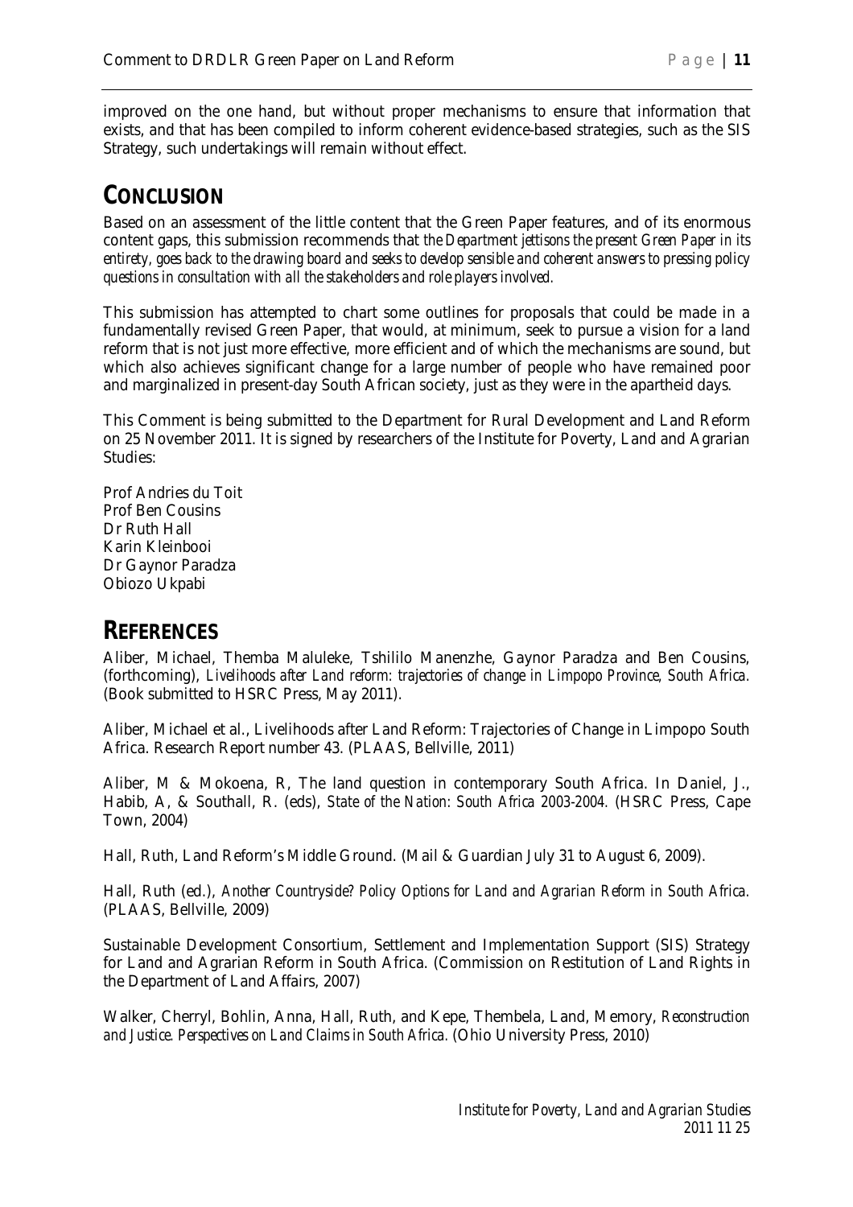improved on the one hand, but without proper mechanisms to ensure that information that exists, and that has been compiled to inform coherent evidence-based strategies, such as the SIS Strategy, such undertakings will remain without effect.

# CONCLUSION

Based on an assessment of the little content that the Green Paper features, and of its enormous content gaps, this submission recommends that *the Department jettisons the present Green Paper in its entirety, goes back to the drawing board and seeks to develop sensible and coherent answers to pressing policy questions in consultation with all the stakeholders and role players involved.*

This submission has attempted to chart some outlines for proposals that could be made in a fundamentally revised Green Paper, that would, at minimum, seek to pursue a vision for a land reform that is not just more effective, more efficient and of which the mechanisms are sound, but which also achieves significant change for a large number of people who have remained poor and marginalized in present-day South African society, just as they were in the apartheid days.

This Comment is being submitted to the Department for Rural Development and Land Reform on 25 November 2011. It is signed by researchers of the Institute for Poverty, Land and Agrarian Studies:

Prof Andries du Toit
Prof Ben Cousins
Dr Ruth Hall
Karin Kleinbooi
Dr Gaynor Paradza
Obiozo Ukpabi

# REFERENCES

Aliber, Michael, Themba Maluleke, Tshililo Manenzhe, Gaynor Paradza and Ben Cousins, (forthcoming), *Livelihoods after Land reform: trajectories of change in Limpopo Province, South Africa.* (Book submitted to HSRC Press, May 2011).

Aliber, Michael et al., Livelihoods after Land Reform: Trajectories of Change in Limpopo South Africa. Research Report number 43. (PLAAS, Bellville, 2011)

Aliber, M & Mokoena, R, The land question in contemporary South Africa. In Daniel, J., Habib, A, & Southall, R. (eds), *State of the Nation: South Africa 2003-2004.* (HSRC Press, Cape Town, 2004)

Hall, Ruth, Land Reform's Middle Ground. (Mail & Guardian July 31 to August 6, 2009).

Hall, Ruth (ed.), *Another Countryside? Policy Options for Land and Agrarian Reform in South Africa.* (PLAAS, Bellville, 2009)

Sustainable Development Consortium, Settlement and Implementation Support (SIS) Strategy for Land and Agrarian Reform in South Africa. (Commission on Restitution of Land Rights in the Department of Land Affairs, 2007)

Walker, Cherryl, Bohlin, Anna, Hall, Ruth, and Kepe, Thembela, Land, Memory, *Reconstruction and Justice. Perspectives on Land Claims in South Africa.* (Ohio University Press, 2010)

*Institute for Poverty, Land and Agrarian Studies*
*2011 11 25*